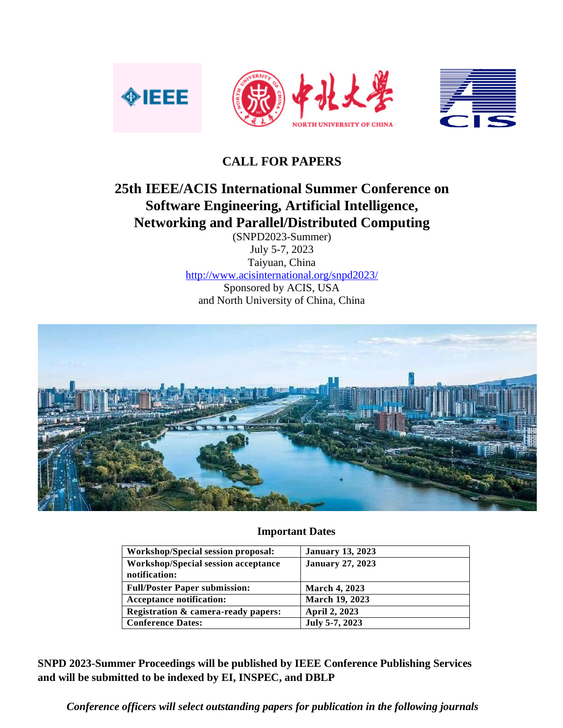# CALL FOR PAPERS

## 25th IEEE/ACIS International Summer Conference on Software Engineering, Artificial Intelligence, Networking and Parallel/Distributed Computing

(SNPD2023-Summer)
July 5-7, 2023
Taiyuan, China
http://www.acisinternational.org/snpd2023/
Sponsored by ACIS, USA
and North University of China, China

### Important Dates

| | |
|---|---|
| **Workshop/Special session proposal:** | **January 13, 2023** |
| **Workshop/Special session acceptance notification:** | **January 27, 2023** |
| **Full/Poster Paper submission:** | **March 4, 2023** |
| **Acceptance notification:** | **March 19, 2023** |
| **Registration & camera-ready papers:** | **April 2, 2023** |
| **Conference Dates:** | **July 5-7, 2023** |

**SNPD 2023-Summer Proceedings will be published by IEEE Conference Publishing Services and will be submitted to be indexed by EI, INSPEC, and DBLP**

***Conference officers will select outstanding papers for publication in the following journals***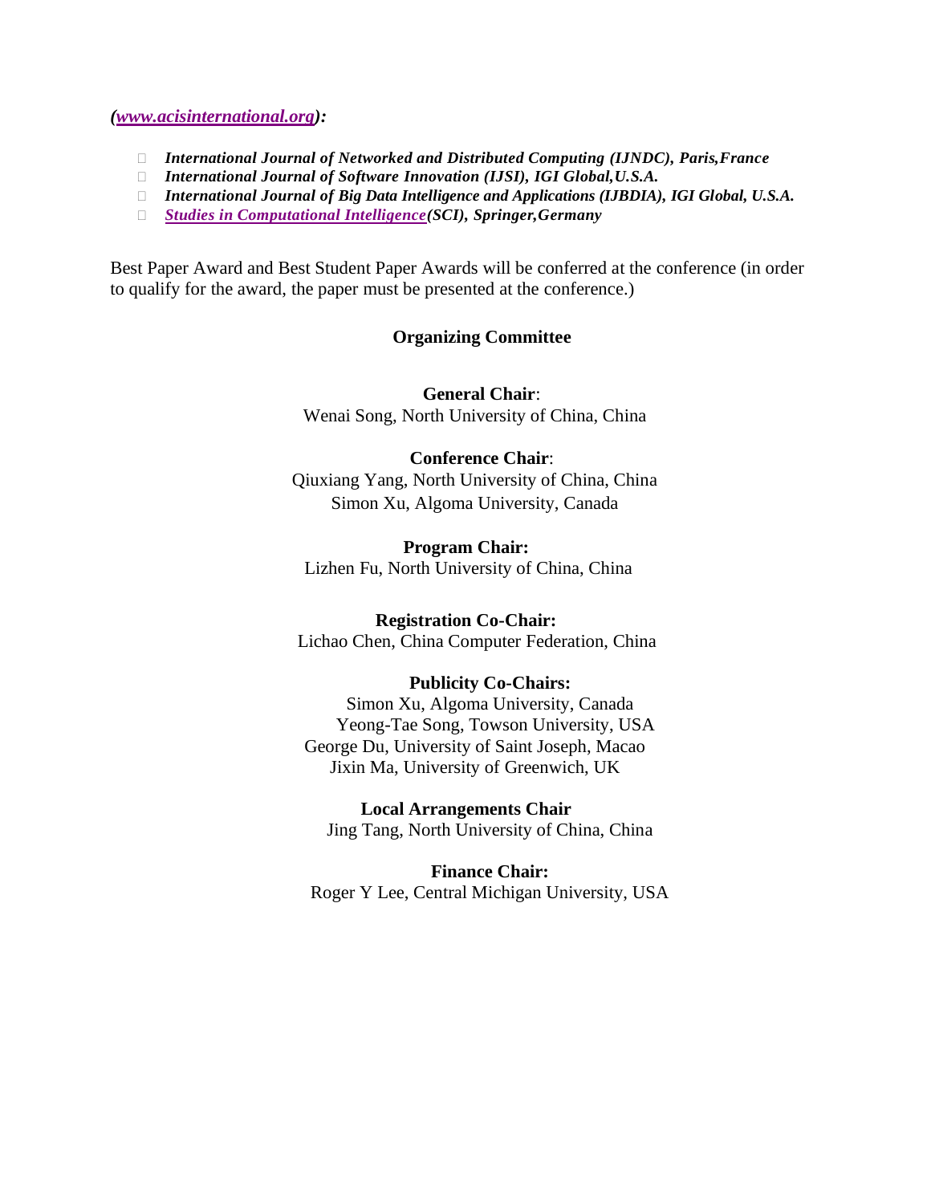*([www.acisinternational.org](http://www.acisinternational.org)):*

- ***International Journal of Networked and Distributed Computing (IJNDC), Paris,France***
- ***International Journal of Software Innovation (IJSI), IGI Global,U.S.A.***
- ***International Journal of Big Data Intelligence and Applications (IJBDIA), IGI Global, U.S.A.***
- ***Studies in Computational Intelligence(SCI), Springer,Germany***

Best Paper Award and Best Student Paper Awards will be conferred at the conference (in order to qualify for the award, the paper must be presented at the conference.)

**Organizing Committee**

**General Chair**:
Wenai Song, North University of China, China

**Conference Chair**:
Qiuxiang Yang, North University of China, China
Simon Xu, Algoma University, Canada

**Program Chair:**
Lizhen Fu, North University of China, China

**Registration Co-Chair:**
Lichao Chen, China Computer Federation, China

**Publicity Co-Chairs:**
Simon Xu, Algoma University, Canada
Yeong-Tae Song, Towson University, USA
George Du, University of Saint Joseph, Macao
Jixin Ma, University of Greenwich, UK

**Local Arrangements Chair**
Jing Tang, North University of China, China

**Finance Chair:**
Roger Y Lee, Central Michigan University, USA